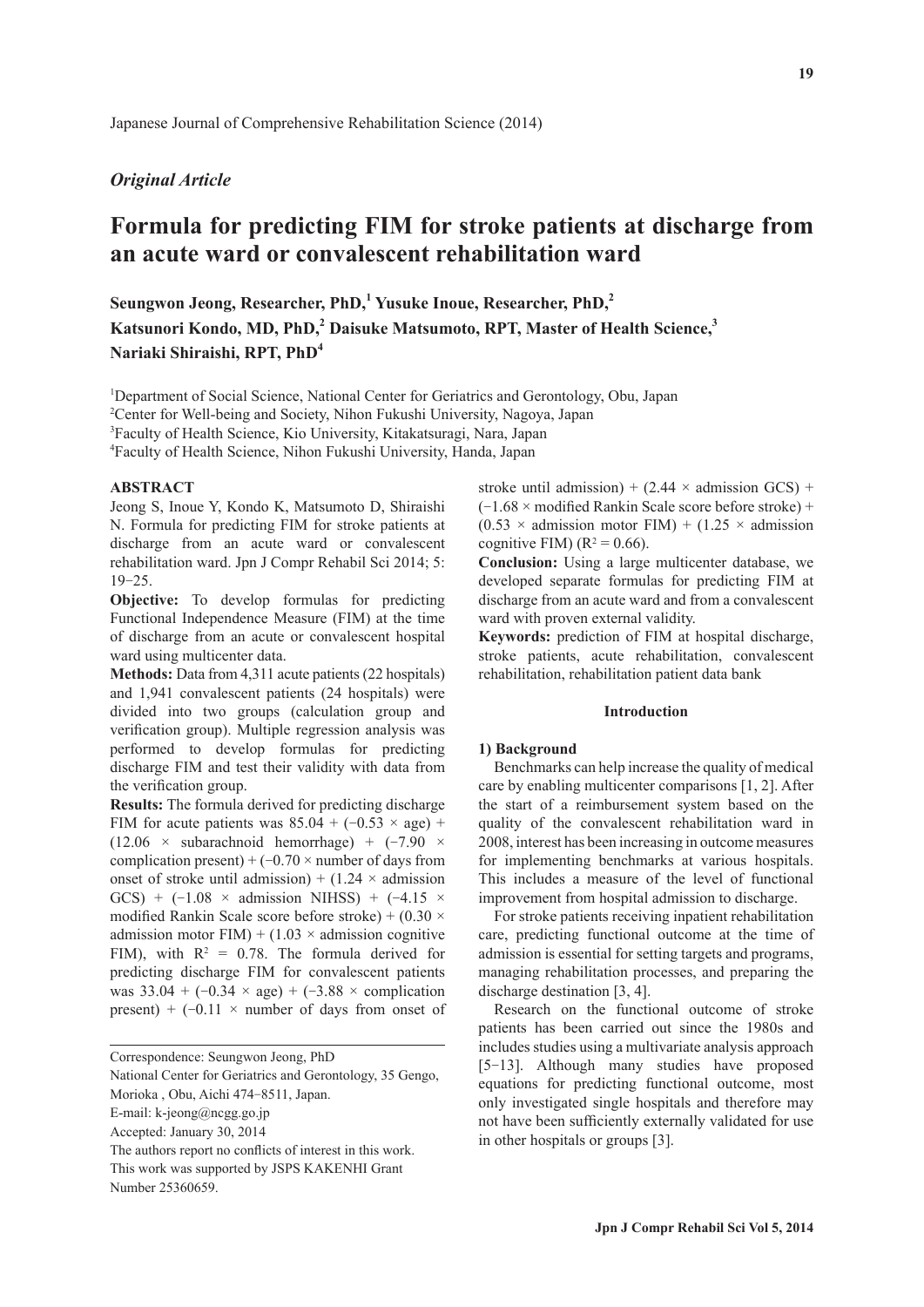Japanese Journal of Comprehensive Rehabilitation Science (2014)

*Original Article*

# Formula for predicting FIM for stroke patients at discharge from an acute ward or convalescent rehabilitation ward

**Seungwon Jeong, Researcher, PhD,[1] Yusuke Inoue, Researcher, PhD,[2] Katsunori Kondo, MD, PhD,[2] Daisuke Matsumoto, RPT, Master of Health Science,[3] Nariaki Shiraishi, RPT, PhD[4]**

[1]Department of Social Science, National Center for Geriatrics and Gerontology, Obu, Japan
[2]Center for Well-being and Society, Nihon Fukushi University, Nagoya, Japan
[3]Faculty of Health Science, Kio University, Kitakatsuragi, Nara, Japan
[4]Faculty of Health Science, Nihon Fukushi University, Handa, Japan

## ABSTRACT

Jeong S, Inoue Y, Kondo K, Matsumoto D, Shiraishi N. Formula for predicting FIM for stroke patients at discharge from an acute ward or convalescent rehabilitation ward. Jpn J Compr Rehabil Sci 2014; 5: 19−25.

**Objective:** To develop formulas for predicting Functional Independence Measure (FIM) at the time of discharge from an acute or convalescent hospital ward using multicenter data.

**Methods:** Data from 4,311 acute patients (22 hospitals) and 1,941 convalescent patients (24 hospitals) were divided into two groups (calculation group and verification group). Multiple regression analysis was performed to develop formulas for predicting discharge FIM and test their validity with data from the verification group.

**Results:** The formula derived for predicting discharge FIM for acute patients was 85.04 + (−0.53 × age) + (12.06 × subarachnoid hemorrhage) + (−7.90 × complication present) + (−0.70 × number of days from onset of stroke until admission) + (1.24 × admission GCS) + (−1.08 × admission NIHSS) + (−4.15 × modified Rankin Scale score before stroke) + (0.30 × admission motor FIM) + (1.03 × admission cognitive FIM), with $R^2 = 0.78$. The formula derived for predicting discharge FIM for convalescent patients was 33.04 + (−0.34 × age) + (−3.88 × complication present) + (−0.11 × number of days from onset of stroke until admission) + (2.44 × admission GCS) + (−1.68 × modified Rankin Scale score before stroke) + (0.53 × admission motor FIM) + (1.25 × admission cognitive FIM) ($R^2 = 0.66$).

**Conclusion:** Using a large multicenter database, we developed separate formulas for predicting FIM at discharge from an acute ward and from a convalescent ward with proven external validity.

**Keywords:** prediction of FIM at hospital discharge, stroke patients, acute rehabilitation, convalescent rehabilitation, rehabilitation patient data bank

Correspondence: Seungwon Jeong, PhD
National Center for Geriatrics and Gerontology, 35 Gengo, Morioka , Obu, Aichi 474−8511, Japan.
E-mail: k-jeong@ncgg.go.jp
Accepted: January 30, 2014
The authors report no conflicts of interest in this work.
This work was supported by JSPS KAKENHI Grant Number 25360659.

## Introduction

### 1) Background

Benchmarks can help increase the quality of medical care by enabling multicenter comparisons [1, 2]. After the start of a reimbursement system based on the quality of the convalescent rehabilitation ward in 2008, interest has been increasing in outcome measures for implementing benchmarks at various hospitals. This includes a measure of the level of functional improvement from hospital admission to discharge.

For stroke patients receiving inpatient rehabilitation care, predicting functional outcome at the time of admission is essential for setting targets and programs, managing rehabilitation processes, and preparing the discharge destination [3, 4].

Research on the functional outcome of stroke patients has been carried out since the 1980s and includes studies using a multivariate analysis approach [5−13]. Although many studies have proposed equations for predicting functional outcome, most only investigated single hospitals and therefore may not have been sufficiently externally validated for use in other hospitals or groups [3].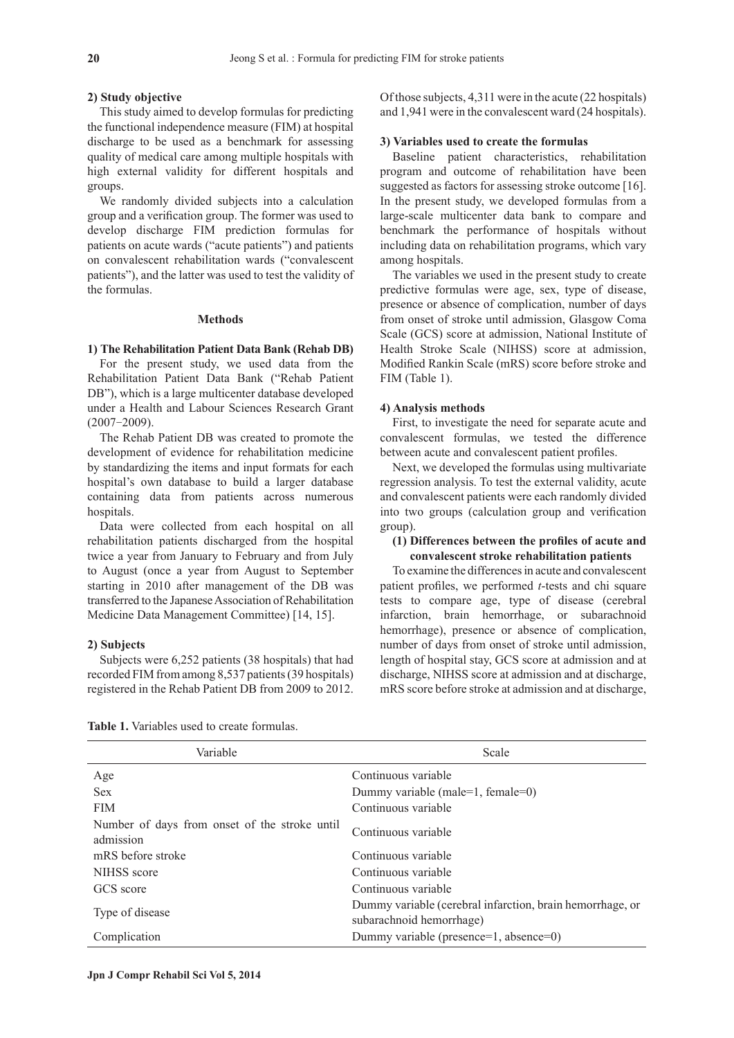### 2) Study objective

This study aimed to develop formulas for predicting the functional independence measure (FIM) at hospital discharge to be used as a benchmark for assessing quality of medical care among multiple hospitals with high external validity for different hospitals and groups.

We randomly divided subjects into a calculation group and a verification group. The former was used to develop discharge FIM prediction formulas for patients on acute wards ("acute patients") and patients on convalescent rehabilitation wards ("convalescent patients"), and the latter was used to test the validity of the formulas.

## Methods

### 1) The Rehabilitation Patient Data Bank (Rehab DB)

For the present study, we used data from the Rehabilitation Patient Data Bank ("Rehab Patient DB"), which is a large multicenter database developed under a Health and Labour Sciences Research Grant (2007−2009).

The Rehab Patient DB was created to promote the development of evidence for rehabilitation medicine by standardizing the items and input formats for each hospital's own database to build a larger database containing data from patients across numerous hospitals.

Data were collected from each hospital on all rehabilitation patients discharged from the hospital twice a year from January to February and from July to August (once a year from August to September starting in 2010 after management of the DB was transferred to the Japanese Association of Rehabilitation Medicine Data Management Committee) [14, 15].

### 2) Subjects

Subjects were 6,252 patients (38 hospitals) that had recorded FIM from among 8,537 patients (39 hospitals) registered in the Rehab Patient DB from 2009 to 2012. Of those subjects, 4,311 were in the acute (22 hospitals) and 1,941 were in the convalescent ward (24 hospitals).

### 3) Variables used to create the formulas

Baseline patient characteristics, rehabilitation program and outcome of rehabilitation have been suggested as factors for assessing stroke outcome [16]. In the present study, we developed formulas from a large-scale multicenter data bank to compare and benchmark the performance of hospitals without including data on rehabilitation programs, which vary among hospitals.

The variables we used in the present study to create predictive formulas were age, sex, type of disease, presence or absence of complication, number of days from onset of stroke until admission, Glasgow Coma Scale (GCS) score at admission, National Institute of Health Stroke Scale (NIHSS) score at admission, Modified Rankin Scale (mRS) score before stroke and FIM (Table 1).

### 4) Analysis methods

First, to investigate the need for separate acute and convalescent formulas, we tested the difference between acute and convalescent patient profiles.

Next, we developed the formulas using multivariate regression analysis. To test the external validity, acute and convalescent patients were each randomly divided into two groups (calculation group and verification group).

#### (1) Differences between the profiles of acute and convalescent stroke rehabilitation patients

To examine the differences in acute and convalescent patient profiles, we performed *t*-tests and chi square tests to compare age, type of disease (cerebral infarction, brain hemorrhage, or subarachnoid hemorrhage), presence or absence of complication, number of days from onset of stroke until admission, length of hospital stay, GCS score at admission and at discharge, NIHSS score at admission and at discharge, mRS score before stroke at admission and at discharge,

**Table 1.** Variables used to create formulas.

| Variable | Scale |
|---|---|
| Age | Continuous variable |
| Sex | Dummy variable (male=1, female=0) |
| FIM | Continuous variable |
| Number of days from onset of the stroke until admission | Continuous variable |
| mRS before stroke | Continuous variable |
| NIHSS score | Continuous variable |
| GCS score | Continuous variable |
| Type of disease | Dummy variable (cerebral infarction, brain hemorrhage, or subarachnoid hemorrhage) |
| Complication | Dummy variable (presence=1, absence=0) |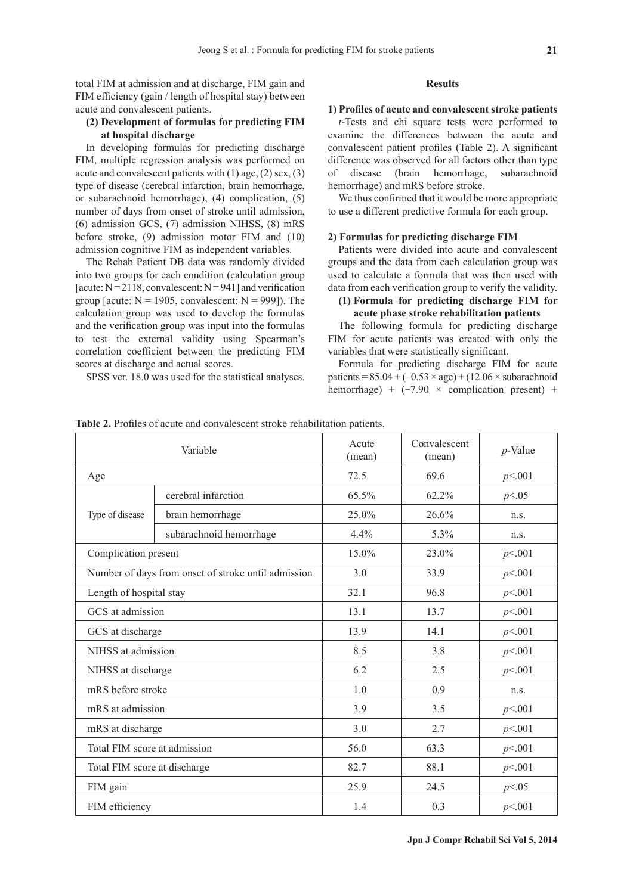total FIM at admission and at discharge, FIM gain and FIM efficiency (gain / length of hospital stay) between acute and convalescent patients.

**(2) Development of formulas for predicting FIM at hospital discharge**

In developing formulas for predicting discharge FIM, multiple regression analysis was performed on acute and convalescent patients with (1) age, (2) sex, (3) type of disease (cerebral infarction, brain hemorrhage, or subarachnoid hemorrhage), (4) complication, (5) number of days from onset of stroke until admission, (6) admission GCS, (7) admission NIHSS, (8) mRS before stroke, (9) admission motor FIM and (10) admission cognitive FIM as independent variables.

The Rehab Patient DB data was randomly divided into two groups for each condition (calculation group [acute: N = 2118, convalescent: N = 941] and verification group [acute: N = 1905, convalescent: N = 999]). The calculation group was used to develop the formulas and the verification group was input into the formulas to test the external validity using Spearman's correlation coefficient between the predicting FIM scores at discharge and actual scores.

SPSS ver. 18.0 was used for the statistical analyses.

## Results

### 1) Profiles of acute and convalescent stroke patients

*t*-Tests and chi square tests were performed to examine the differences between the acute and convalescent patient profiles (Table 2). A significant difference was observed for all factors other than type of disease (brain hemorrhage, subarachnoid hemorrhage) and mRS before stroke.

We thus confirmed that it would be more appropriate to use a different predictive formula for each group.

### 2) Formulas for predicting discharge FIM

Patients were divided into acute and convalescent groups and the data from each calculation group was used to calculate a formula that was then used with data from each verification group to verify the validity.

**(1) Formula for predicting discharge FIM for acute phase stroke rehabilitation patients**

The following formula for predicting discharge FIM for acute patients was created with only the variables that were statistically significant.

Formula for predicting discharge FIM for acute patients = 85.04 + (−0.53 × age) + (12.06 × subarachnoid hemorrhage) + (−7.90 × complication present) +

**Table 2.** Profiles of acute and convalescent stroke rehabilitation patients.

| Variable | | Acute (mean) | Convalescent (mean) | *p*-Value |
|---|---|---|---|---|
| Age | | 72.5 | 69.6 | $p<.001$ |
| Type of disease | cerebral infarction | 65.5% | 62.2% | $p<.05$ |
| | brain hemorrhage | 25.0% | 26.6% | n.s. |
| | subarachnoid hemorrhage | 4.4% | 5.3% | n.s. |
| Complication present | | 15.0% | 23.0% | $p<.001$ |
| Number of days from onset of stroke until admission | | 3.0 | 33.9 | $p<.001$ |
| Length of hospital stay | | 32.1 | 96.8 | $p<.001$ |
| GCS at admission | | 13.1 | 13.7 | $p<.001$ |
| GCS at discharge | | 13.9 | 14.1 | $p<.001$ |
| NIHSS at admission | | 8.5 | 3.8 | $p<.001$ |
| NIHSS at discharge | | 6.2 | 2.5 | $p<.001$ |
| mRS before stroke | | 1.0 | 0.9 | n.s. |
| mRS at admission | | 3.9 | 3.5 | $p<.001$ |
| mRS at discharge | | 3.0 | 2.7 | $p<.001$ |
| Total FIM score at admission | | 56.0 | 63.3 | $p<.001$ |
| Total FIM score at discharge | | 82.7 | 88.1 | $p<.001$ |
| FIM gain | | 25.9 | 24.5 | $p<.05$ |
| FIM efficiency | | 1.4 | 0.3 | $p<.001$ |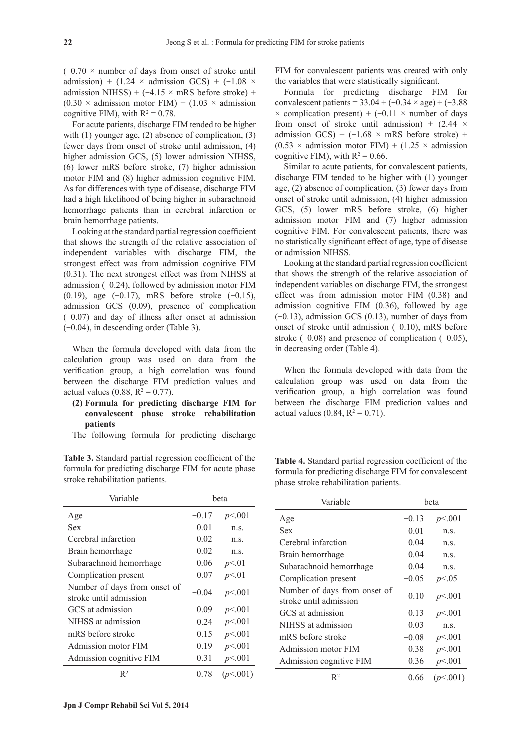$(-0.70 \times$ number of days from onset of stroke until admission$) + (1.24 \times$ admission GCS$) + (-1.08 \times$ admission NIHSS$) + (-4.15 \times$ mRS before stroke$) + (0.30 \times$ admission motor FIM$) + (1.03 \times$ admission cognitive FIM$)$, with $R^2 = 0.78$.

For acute patients, discharge FIM tended to be higher with (1) younger age, (2) absence of complication, (3) fewer days from onset of stroke until admission, (4) higher admission GCS, (5) lower admission NIHSS, (6) lower mRS before stroke, (7) higher admission motor FIM and (8) higher admission cognitive FIM. As for differences with type of disease, discharge FIM had a high likelihood of being higher in subarachnoid hemorrhage patients than in cerebral infarction or brain hemorrhage patients.

Looking at the standard partial regression coefficient that shows the strength of the relative association of independent variables with discharge FIM, the strongest effect was from admission cognitive FIM (0.31). The next strongest effect was from NIHSS at admission (−0.24), followed by admission motor FIM (0.19), age (−0.17), mRS before stroke (−0.15), admission GCS (0.09), presence of complication (−0.07) and day of illness after onset at admission (−0.04), in descending order (Table 3).

When the formula developed with data from the calculation group was used on data from the verification group, a high correlation was found between the discharge FIM prediction values and actual values (0.88, $R^2 = 0.77$).

**(2) Formula for predicting discharge FIM for convalescent phase stroke rehabilitation patients**

The following formula for predicting discharge FIM for convalescent patients was created with only the variables that were statistically significant.

Formula for predicting discharge FIM for convalescent patients $= 33.04 + (-0.34 \times$ age$) + (-3.88 \times$ complication present$) + (-0.11 \times$ number of days from onset of stroke until admission$) + (2.44 \times$ admission GCS$) + (-1.68 \times$ mRS before stroke$) + (0.53 \times$ admission motor FIM$) + (1.25 \times$ admission cognitive FIM$)$, with $R^2 = 0.66$.

Similar to acute patients, for convalescent patients, discharge FIM tended to be higher with (1) younger age, (2) absence of complication, (3) fewer days from onset of stroke until admission, (4) higher admission GCS, (5) lower mRS before stroke, (6) higher admission motor FIM and (7) higher admission cognitive FIM. For convalescent patients, there was no statistically significant effect of age, type of disease or admission NIHSS.

Looking at the standard partial regression coefficient that shows the strength of the relative association of independent variables on discharge FIM, the strongest effect was from admission motor FIM (0.38) and admission cognitive FIM (0.36), followed by age (−0.13), admission GCS (0.13), number of days from onset of stroke until admission (−0.10), mRS before stroke (−0.08) and presence of complication (−0.05), in decreasing order (Table 4).

When the formula developed with data from the calculation group was used on data from the verification group, a high correlation was found between the discharge FIM prediction values and actual values (0.84, $R^2 = 0.71$).

**Table 3.** Standard partial regression coefficient of the formula for predicting discharge FIM for acute phase stroke rehabilitation patients.

| Variable | beta | |
|---|---|---|
| Age | −0.17 | $p<.001$ |
| Sex | 0.01 | n.s. |
| Cerebral infarction | 0.02 | n.s. |
| Brain hemorrhage | 0.02 | n.s. |
| Subarachnoid hemorrhage | 0.06 | $p<.01$ |
| Complication present | −0.07 | $p<.01$ |
| Number of days from onset of stroke until admission | −0.04 | $p<.001$ |
| GCS at admission | 0.09 | $p<.001$ |
| NIHSS at admission | −0.24 | $p<.001$ |
| mRS before stroke | −0.15 | $p<.001$ |
| Admission motor FIM | 0.19 | $p<.001$ |
| Admission cognitive FIM | 0.31 | $p<.001$ |
| $R^2$ | 0.78 | ($p<.001$) |

**Table 4.** Standard partial regression coefficient of the formula for predicting discharge FIM for convalescent phase stroke rehabilitation patients.

| Variable | beta | |
|---|---|---|
| Age | −0.13 | $p<.001$ |
| Sex | −0.01 | n.s. |
| Cerebral infarction | 0.04 | n.s. |
| Brain hemorrhage | 0.04 | n.s. |
| Subarachnoid hemorrhage | 0.04 | n.s. |
| Complication present | −0.05 | $p<.05$ |
| Number of days from onset of stroke until admission | −0.10 | $p<.001$ |
| GCS at admission | 0.13 | $p<.001$ |
| NIHSS at admission | 0.03 | n.s. |
| mRS before stroke | −0.08 | $p<.001$ |
| Admission motor FIM | 0.38 | $p<.001$ |
| Admission cognitive FIM | 0.36 | $p<.001$ |
| $R^2$ | 0.66 | ($p<.001$) |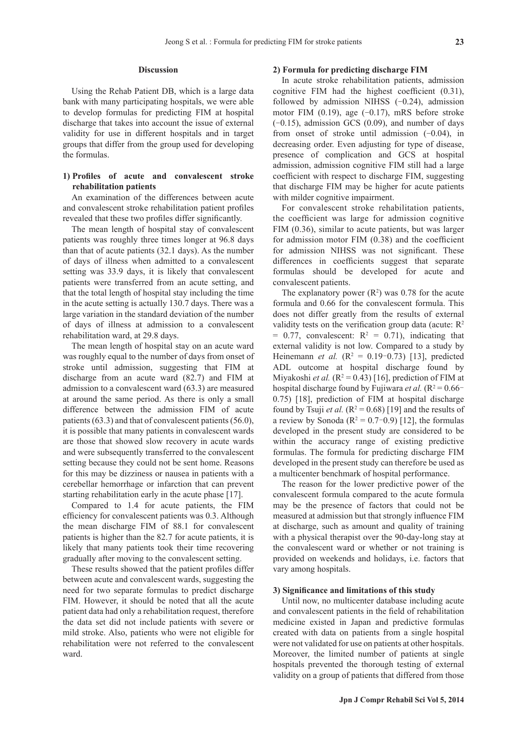## Discussion

Using the Rehab Patient DB, which is a large data bank with many participating hospitals, we were able to develop formulas for predicting FIM at hospital discharge that takes into account the issue of external validity for use in different hospitals and in target groups that differ from the group used for developing the formulas.

### 1) Profiles of acute and convalescent stroke rehabilitation patients

An examination of the differences between acute and convalescent stroke rehabilitation patient profiles revealed that these two profiles differ significantly.

The mean length of hospital stay of convalescent patients was roughly three times longer at 96.8 days than that of acute patients (32.1 days). As the number of days of illness when admitted to a convalescent setting was 33.9 days, it is likely that convalescent patients were transferred from an acute setting, and that the total length of hospital stay including the time in the acute setting is actually 130.7 days. There was a large variation in the standard deviation of the number of days of illness at admission to a convalescent rehabilitation ward, at 29.8 days.

The mean length of hospital stay on an acute ward was roughly equal to the number of days from onset of stroke until admission, suggesting that FIM at discharge from an acute ward (82.7) and FIM at admission to a convalescent ward (63.3) are measured at around the same period. As there is only a small difference between the admission FIM of acute patients (63.3) and that of convalescent patients (56.0), it is possible that many patients in convalescent wards are those that showed slow recovery in acute wards and were subsequently transferred to the convalescent setting because they could not be sent home. Reasons for this may be dizziness or nausea in patients with a cerebellar hemorrhage or infarction that can prevent starting rehabilitation early in the acute phase [17].

Compared to 1.4 for acute patients, the FIM efficiency for convalescent patients was 0.3. Although the mean discharge FIM of 88.1 for convalescent patients is higher than the 82.7 for acute patients, it is likely that many patients took their time recovering gradually after moving to the convalescent setting.

These results showed that the patient profiles differ between acute and convalescent wards, suggesting the need for two separate formulas to predict discharge FIM. However, it should be noted that all the acute patient data had only a rehabilitation request, therefore the data set did not include patients with severe or mild stroke. Also, patients who were not eligible for rehabilitation were not referred to the convalescent ward.

### 2) Formula for predicting discharge FIM

In acute stroke rehabilitation patients, admission cognitive FIM had the highest coefficient (0.31), followed by admission NIHSS (−0.24), admission motor FIM (0.19), age (−0.17), mRS before stroke (−0.15), admission GCS (0.09), and number of days from onset of stroke until admission (−0.04), in decreasing order. Even adjusting for type of disease, presence of complication and GCS at hospital admission, admission cognitive FIM still had a large coefficient with respect to discharge FIM, suggesting that discharge FIM may be higher for acute patients with milder cognitive impairment.

For convalescent stroke rehabilitation patients, the coefficient was large for admission cognitive FIM (0.36), similar to acute patients, but was larger for admission motor FIM (0.38) and the coefficient for admission NIHSS was not significant. These differences in coefficients suggest that separate formulas should be developed for acute and convalescent patients.

The explanatory power ($R^2$) was 0.78 for the acute formula and 0.66 for the convalescent formula. This does not differ greatly from the results of external validity tests on the verification group data (acute: $R^2 = 0.77$, convalescent: $R^2 = 0.71$), indicating that external validity is not low. Compared to a study by Heinemann *et al.* ($R^2 = 0.19–0.73$) [13], predicted ADL outcome at hospital discharge found by Miyakoshi *et al.* ($R^2 = 0.43$) [16], prediction of FIM at hospital discharge found by Fujiwara *et al.* ($R^2 = 0.66–0.75$) [18], prediction of FIM at hospital discharge found by Tsuji *et al.* ($R^2 = 0.68$) [19] and the results of a review by Sonoda ($R^2 = 0.7–0.9$) [12], the formulas developed in the present study are considered to be within the accuracy range of existing predictive formulas. The formula for predicting discharge FIM developed in the present study can therefore be used as a multicenter benchmark of hospital performance.

The reason for the lower predictive power of the convalescent formula compared to the acute formula may be the presence of factors that could not be measured at admission but that strongly influence FIM at discharge, such as amount and quality of training with a physical therapist over the 90-day-long stay at the convalescent ward or whether or not training is provided on weekends and holidays, i.e. factors that vary among hospitals.

### 3) Significance and limitations of this study

Until now, no multicenter database including acute and convalescent patients in the field of rehabilitation medicine existed in Japan and predictive formulas created with data on patients from a single hospital were not validated for use on patients at other hospitals. Moreover, the limited number of patients at single hospitals prevented the thorough testing of external validity on a group of patients that differed from those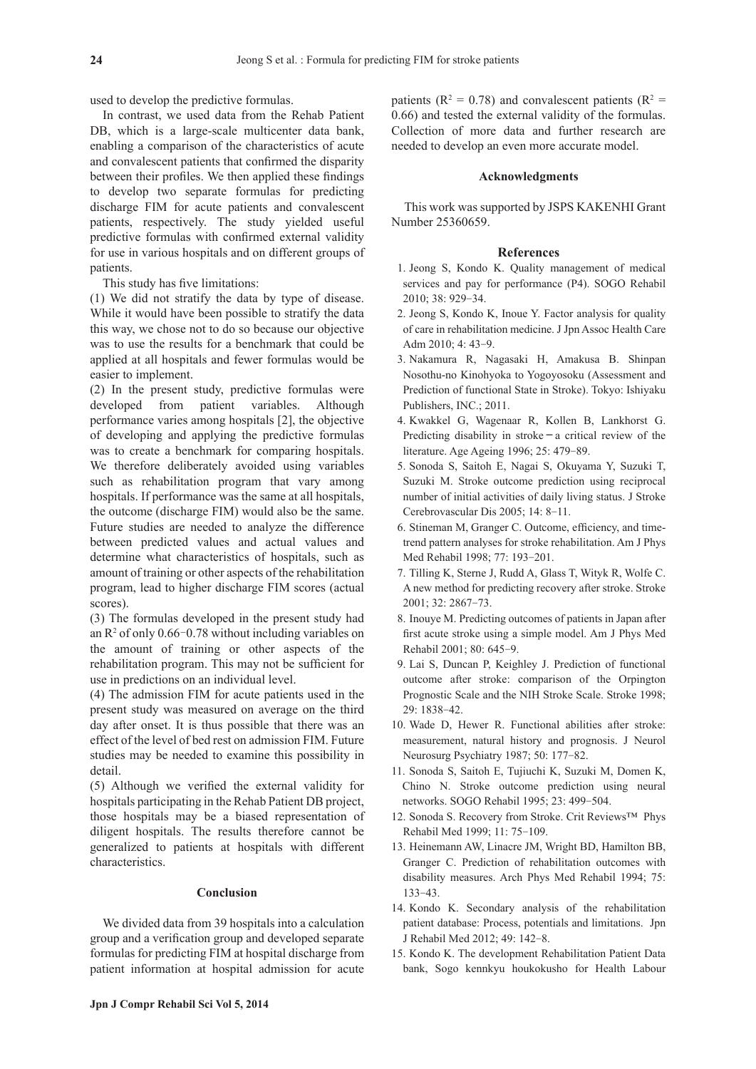used to develop the predictive formulas.

In contrast, we used data from the Rehab Patient DB, which is a large-scale multicenter data bank, enabling a comparison of the characteristics of acute and convalescent patients that confirmed the disparity between their profiles. We then applied these findings to develop two separate formulas for predicting discharge FIM for acute patients and convalescent patients, respectively. The study yielded useful predictive formulas with confirmed external validity for use in various hospitals and on different groups of patients.

This study has five limitations:

(1) We did not stratify the data by type of disease. While it would have been possible to stratify the data this way, we chose not to do so because our objective was to use the results for a benchmark that could be applied at all hospitals and fewer formulas would be easier to implement.

(2) In the present study, predictive formulas were developed from patient variables. Although performance varies among hospitals [2], the objective of developing and applying the predictive formulas was to create a benchmark for comparing hospitals. We therefore deliberately avoided using variables such as rehabilitation program that vary among hospitals. If performance was the same at all hospitals, the outcome (discharge FIM) would also be the same. Future studies are needed to analyze the difference between predicted values and actual values and determine what characteristics of hospitals, such as amount of training or other aspects of the rehabilitation program, lead to higher discharge FIM scores (actual scores).

(3) The formulas developed in the present study had an $R^2$ of only 0.66−0.78 without including variables on the amount of training or other aspects of the rehabilitation program. This may not be sufficient for use in predictions on an individual level.

(4) The admission FIM for acute patients used in the present study was measured on average on the third day after onset. It is thus possible that there was an effect of the level of bed rest on admission FIM. Future studies may be needed to examine this possibility in detail.

(5) Although we verified the external validity for hospitals participating in the Rehab Patient DB project, those hospitals may be a biased representation of diligent hospitals. The results therefore cannot be generalized to patients at hospitals with different characteristics.

## Conclusion

We divided data from 39 hospitals into a calculation group and a verification group and developed separate formulas for predicting FIM at hospital discharge from patient information at hospital admission for acute patients ($R^2$ = 0.78) and convalescent patients ($R^2$ = 0.66) and tested the external validity of the formulas. Collection of more data and further research are needed to develop an even more accurate model.

## Acknowledgments

This work was supported by JSPS KAKENHI Grant Number 25360659.

## References

1. Jeong S, Kondo K. Quality management of medical services and pay for performance (P4). SOGO Rehabil 2010; 38: 929−34.
2. Jeong S, Kondo K, Inoue Y. Factor analysis for quality of care in rehabilitation medicine. J Jpn Assoc Health Care Adm 2010; 4: 43−9.
3. Nakamura R, Nagasaki H, Amakusa B. Shinpan Nosothu-no Kinohyoka to Yogoyosoku (Assessment and Prediction of functional State in Stroke). Tokyo: Ishiyaku Publishers, INC.; 2011.
4. Kwakkel G, Wagenaar R, Kollen B, Lankhorst G. Predicting disability in stroke−a critical review of the literature. Age Ageing 1996; 25: 479−89.
5. Sonoda S, Saitoh E, Nagai S, Okuyama Y, Suzuki T, Suzuki M. Stroke outcome prediction using reciprocal number of initial activities of daily living status. J Stroke Cerebrovascular Dis 2005; 14: 8−11.
6. Stineman M, Granger C. Outcome, efficiency, and time-trend pattern analyses for stroke rehabilitation. Am J Phys Med Rehabil 1998; 77: 193−201.
7. Tilling K, Sterne J, Rudd A, Glass T, Wityk R, Wolfe C. A new method for predicting recovery after stroke. Stroke 2001; 32: 2867−73.
8. Inouye M. Predicting outcomes of patients in Japan after first acute stroke using a simple model. Am J Phys Med Rehabil 2001; 80: 645−9.
9. Lai S, Duncan P, Keighley J. Prediction of functional outcome after stroke: comparison of the Orpington Prognostic Scale and the NIH Stroke Scale. Stroke 1998; 29: 1838−42.
10. Wade D, Hewer R. Functional abilities after stroke: measurement, natural history and prognosis. J Neurol Neurosurg Psychiatry 1987; 50: 177−82.
11. Sonoda S, Saitoh E, Tujiuchi K, Suzuki M, Domen K, Chino N. Stroke outcome prediction using neural networks. SOGO Rehabil 1995; 23: 499−504.
12. Sonoda S. Recovery from Stroke. Crit Reviews™ Phys Rehabil Med 1999; 11: 75−109.
13. Heinemann AW, Linacre JM, Wright BD, Hamilton BB, Granger C. Prediction of rehabilitation outcomes with disability measures. Arch Phys Med Rehabil 1994; 75: 133−43.
14. Kondo K. Secondary analysis of the rehabilitation patient database: Process, potentials and limitations. Jpn J Rehabil Med 2012; 49: 142−8.
15. Kondo K. The development Rehabilitation Patient Data bank, Sogo kennkyu houkokusho for Health Labour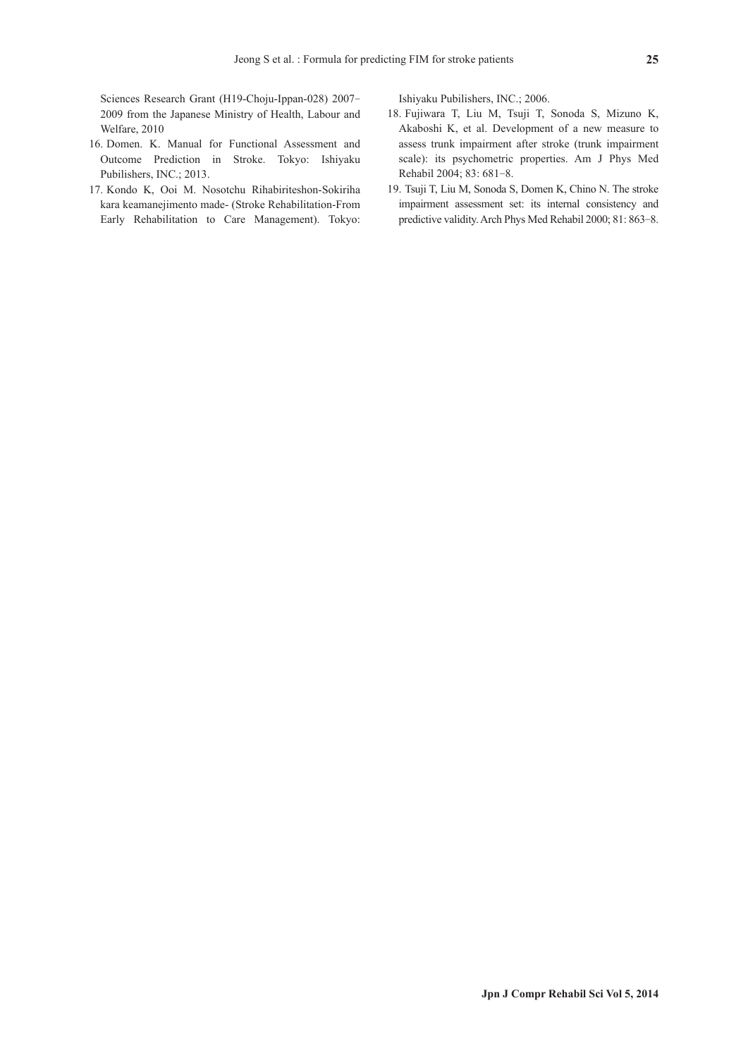Sciences Research Grant (H19-Choju-Ippan-028) 2007–2009 from the Japanese Ministry of Health, Labour and Welfare, 2010

16. Domen. K. Manual for Functional Assessment and Outcome Prediction in Stroke. Tokyo: Ishiyaku Pubilishers, INC.; 2013.
17. Kondo K, Ooi M. Nosotchu Rihabiriteshon-Sokiriha kara keamanejimento made- (Stroke Rehabilitation-From Early Rehabilitation to Care Management). Tokyo: Ishiyaku Pubilishers, INC.; 2006.
18. Fujiwara T, Liu M, Tsuji T, Sonoda S, Mizuno K, Akaboshi K, et al. Development of a new measure to assess trunk impairment after stroke (trunk impairment scale): its psychometric properties. Am J Phys Med Rehabil 2004; 83: 681–8.
19. Tsuji T, Liu M, Sonoda S, Domen K, Chino N. The stroke impairment assessment set: its internal consistency and predictive validity. Arch Phys Med Rehabil 2000; 81: 863–8.